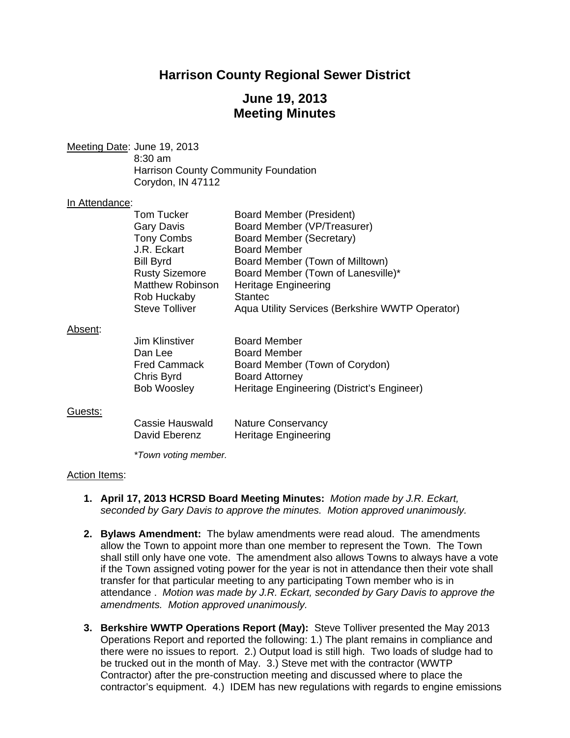# Harrison County Regional Sewer District

## June 19, 2013
## Meeting Minutes

Meeting Date: June 19, 2013
8:30 am
Harrison County Community Foundation
Corydon, IN 47112

In Attendance:

| | |
|---|---|
| Tom Tucker | Board Member (President) |
| Gary Davis | Board Member (VP/Treasurer) |
| Tony Combs | Board Member (Secretary) |
| J.R. Eckart | Board Member |
| Bill Byrd | Board Member (Town of Milltown) |
| Rusty Sizemore | Board Member (Town of Lanesville)* |
| Matthew Robinson | Heritage Engineering |
| Rob Huckaby | Stantec |
| Steve Tolliver | Aqua Utility Services (Berkshire WWTP Operator) |

Absent:

| | |
|---|---|
| Jim Klinstiver | Board Member |
| Dan Lee | Board Member |
| Fred Cammack | Board Member (Town of Corydon) |
| Chris Byrd | Board Attorney |
| Bob Woosley | Heritage Engineering (District's Engineer) |

Guests:

| | |
|---|---|
| Cassie Hauswald | Nature Conservancy |
| David Eberenz | Heritage Engineering |

*\*Town voting member.*

Action Items:

1. **April 17, 2013 HCRSD Board Meeting Minutes:** *Motion made by J.R. Eckart, seconded by Gary Davis to approve the minutes. Motion approved unanimously.*

2. **Bylaws Amendment:** The bylaw amendments were read aloud. The amendments allow the Town to appoint more than one member to represent the Town. The Town shall still only have one vote. The amendment also allows Towns to always have a vote if the Town assigned voting power for the year is not in attendance then their vote shall transfer for that particular meeting to any participating Town member who is in attendance . *Motion was made by J.R. Eckart, seconded by Gary Davis to approve the amendments. Motion approved unanimously.*

3. **Berkshire WWTP Operations Report (May):** Steve Tolliver presented the May 2013 Operations Report and reported the following: 1.) The plant remains in compliance and there were no issues to report. 2.) Output load is still high. Two loads of sludge had to be trucked out in the month of May. 3.) Steve met with the contractor (WWTP Contractor) after the pre-construction meeting and discussed where to place the contractor's equipment. 4.) IDEM has new regulations with regards to engine emissions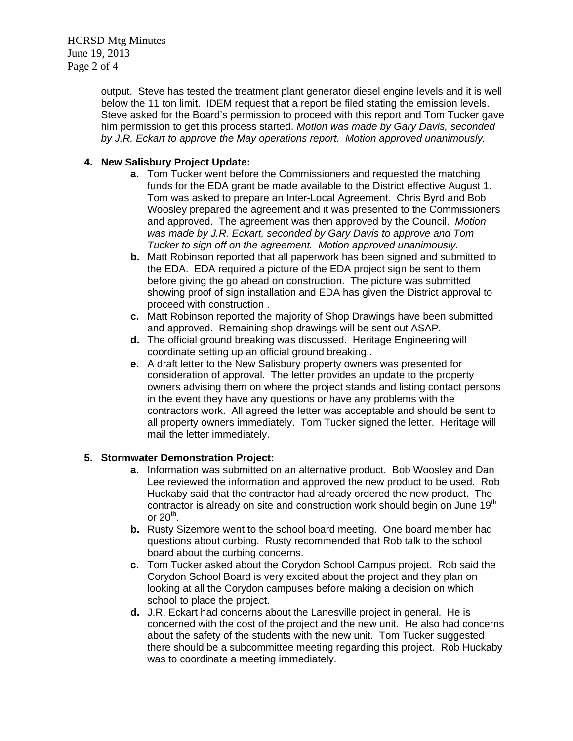output. Steve has tested the treatment plant generator diesel engine levels and it is well below the 11 ton limit. IDEM request that a report be filed stating the emission levels. Steve asked for the Board's permission to proceed with this report and Tom Tucker gave him permission to get this process started. *Motion was made by Gary Davis, seconded by J.R. Eckart to approve the May operations report. Motion approved unanimously.*

4. **New Salisbury Project Update:**
   - **a.** Tom Tucker went before the Commissioners and requested the matching funds for the EDA grant be made available to the District effective August 1. Tom was asked to prepare an Inter-Local Agreement. Chris Byrd and Bob Woosley prepared the agreement and it was presented to the Commissioners and approved. The agreement was then approved by the Council. *Motion was made by J.R. Eckart, seconded by Gary Davis to approve and Tom Tucker to sign off on the agreement. Motion approved unanimously.*
   - **b.** Matt Robinson reported that all paperwork has been signed and submitted to the EDA. EDA required a picture of the EDA project sign be sent to them before giving the go ahead on construction. The picture was submitted showing proof of sign installation and EDA has given the District approval to proceed with construction .
   - **c.** Matt Robinson reported the majority of Shop Drawings have been submitted and approved. Remaining shop drawings will be sent out ASAP.
   - **d.** The official ground breaking was discussed. Heritage Engineering will coordinate setting up an official ground breaking..
   - **e.** A draft letter to the New Salisbury property owners was presented for consideration of approval. The letter provides an update to the property owners advising them on where the project stands and listing contact persons in the event they have any questions or have any problems with the contractors work. All agreed the letter was acceptable and should be sent to all property owners immediately. Tom Tucker signed the letter. Heritage will mail the letter immediately.

5. **Stormwater Demonstration Project:**
   - **a.** Information was submitted on an alternative product. Bob Woosley and Dan Lee reviewed the information and approved the new product to be used. Rob Huckaby said that the contractor had already ordered the new product. The contractor is already on site and construction work should begin on June 19th or 20th.
   - **b.** Rusty Sizemore went to the school board meeting. One board member had questions about curbing. Rusty recommended that Rob talk to the school board about the curbing concerns.
   - **c.** Tom Tucker asked about the Corydon School Campus project. Rob said the Corydon School Board is very excited about the project and they plan on looking at all the Corydon campuses before making a decision on which school to place the project.
   - **d.** J.R. Eckart had concerns about the Lanesville project in general. He is concerned with the cost of the project and the new unit. He also had concerns about the safety of the students with the new unit. Tom Tucker suggested there should be a subcommittee meeting regarding this project. Rob Huckaby was to coordinate a meeting immediately.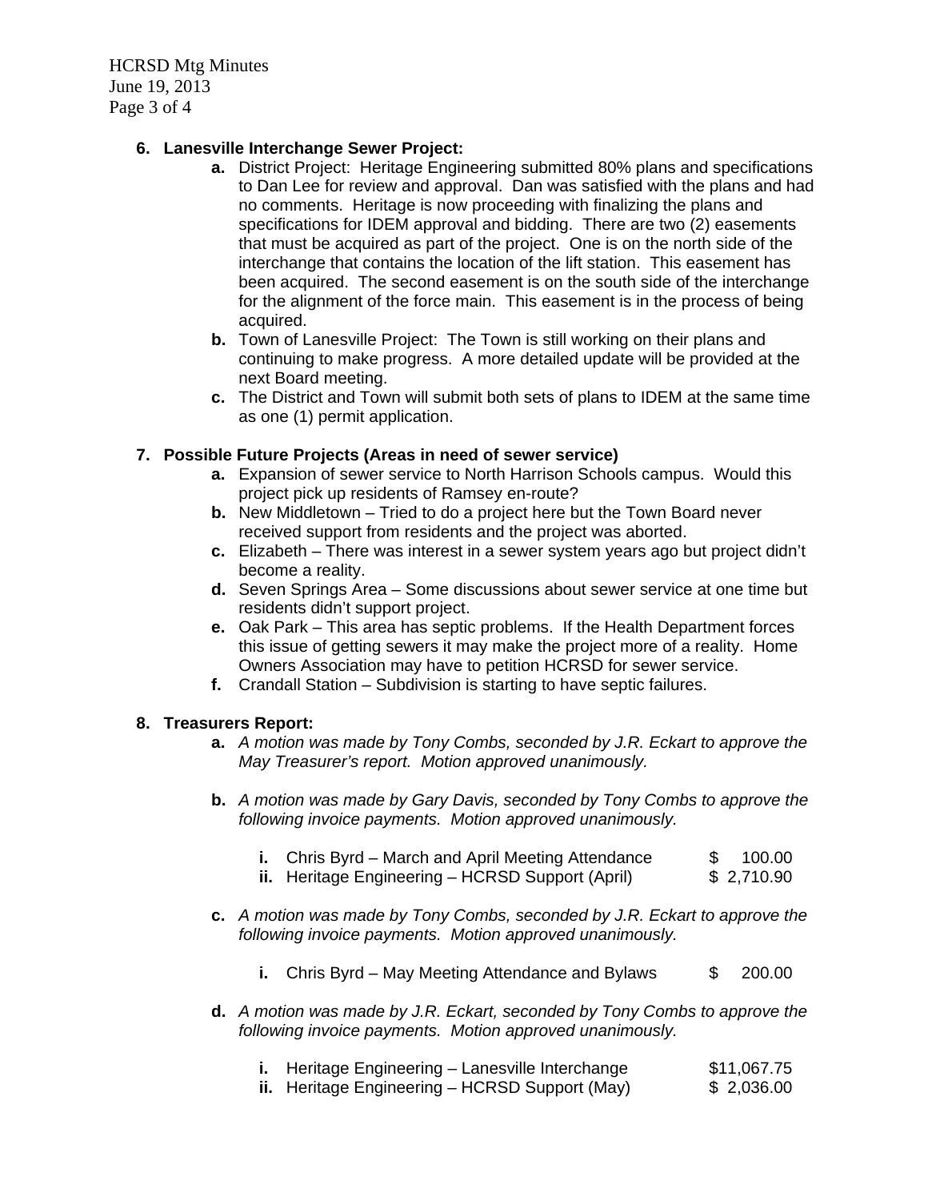6. **Lanesville Interchange Sewer Project:**
    - **a.** District Project: Heritage Engineering submitted 80% plans and specifications to Dan Lee for review and approval. Dan was satisfied with the plans and had no comments. Heritage is now proceeding with finalizing the plans and specifications for IDEM approval and bidding. There are two (2) easements that must be acquired as part of the project. One is on the north side of the interchange that contains the location of the lift station. This easement has been acquired. The second easement is on the south side of the interchange for the alignment of the force main. This easement is in the process of being acquired.
    - **b.** Town of Lanesville Project: The Town is still working on their plans and continuing to make progress. A more detailed update will be provided at the next Board meeting.
    - **c.** The District and Town will submit both sets of plans to IDEM at the same time as one (1) permit application.

7. **Possible Future Projects (Areas in need of sewer service)**
    - **a.** Expansion of sewer service to North Harrison Schools campus. Would this project pick up residents of Ramsey en-route?
    - **b.** New Middletown – Tried to do a project here but the Town Board never received support from residents and the project was aborted.
    - **c.** Elizabeth – There was interest in a sewer system years ago but project didn't become a reality.
    - **d.** Seven Springs Area – Some discussions about sewer service at one time but residents didn't support project.
    - **e.** Oak Park – This area has septic problems. If the Health Department forces this issue of getting sewers it may make the project more of a reality. Home Owners Association may have to petition HCRSD for sewer service.
    - **f.** Crandall Station – Subdivision is starting to have septic failures.

8. **Treasurers Report:**
    - **a.** *A motion was made by Tony Combs, seconded by J.R. Eckart to approve the May Treasurer's report. Motion approved unanimously.*

    - **b.** *A motion was made by Gary Davis, seconded by Tony Combs to approve the following invoice payments. Motion approved unanimously.*

        - **i.** Chris Byrd – March and April Meeting Attendance $ 100.00
        - **ii.** Heritage Engineering – HCRSD Support (April) $ 2,710.90

    - **c.** *A motion was made by Tony Combs, seconded by J.R. Eckart to approve the following invoice payments. Motion approved unanimously.*

        - **i.** Chris Byrd – May Meeting Attendance and Bylaws $ 200.00

    - **d.** *A motion was made by J.R. Eckart, seconded by Tony Combs to approve the following invoice payments. Motion approved unanimously.*

        - **i.** Heritage Engineering – Lanesville Interchange $11,067.75
        - **ii.** Heritage Engineering – HCRSD Support (May) $ 2,036.00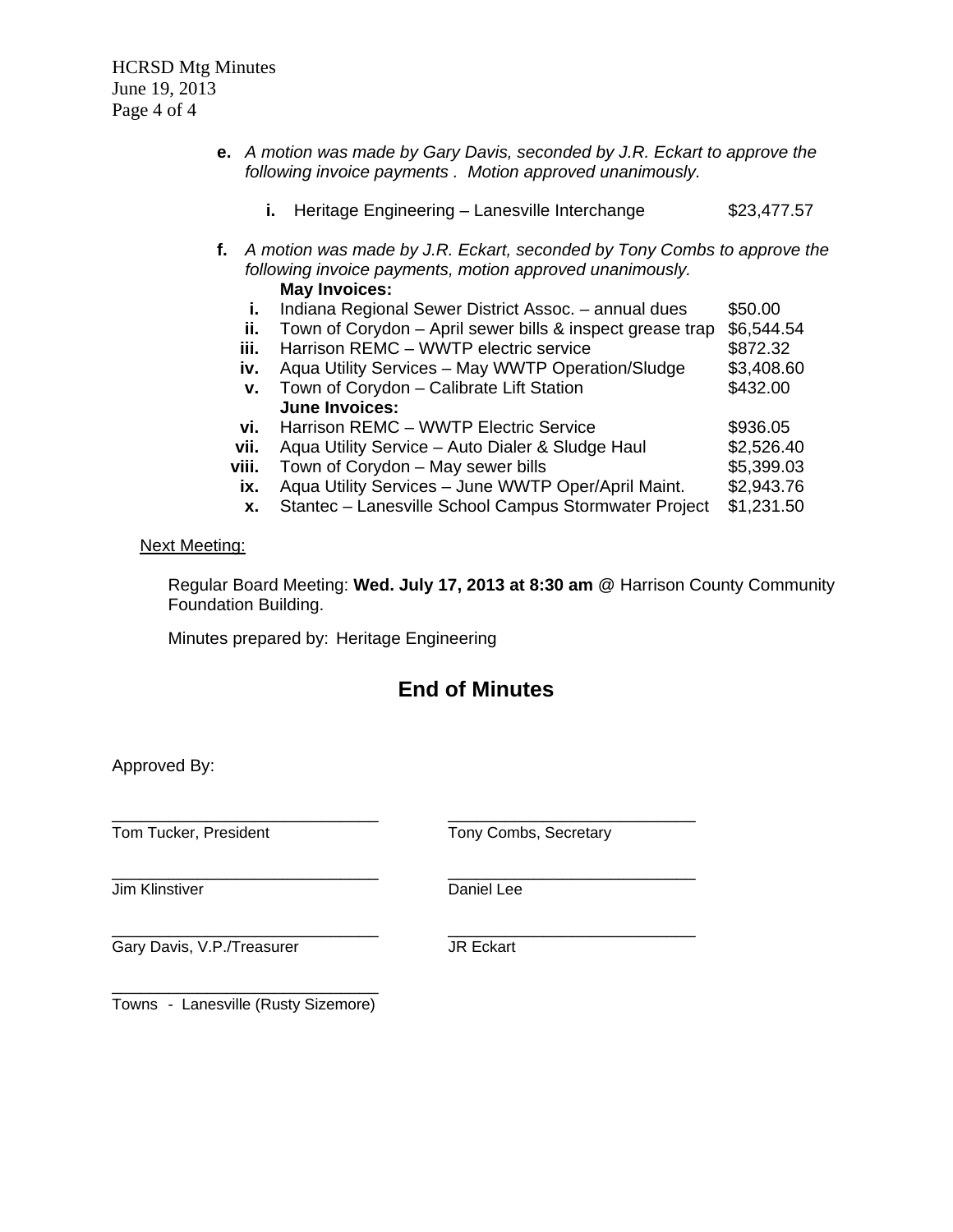e. *A motion was made by Gary Davis, seconded by J.R. Eckart to approve the following invoice payments . Motion approved unanimously.*

   i. Heritage Engineering – Lanesville Interchange $23,477.57

f. *A motion was made by J.R. Eckart, seconded by Tony Combs to approve the following invoice payments, motion approved unanimously.*

| | | |
|---|---|---|
| | **May Invoices:** | |
| **i.** | Indiana Regional Sewer District Assoc. – annual dues | $50.00 |
| **ii.** | Town of Corydon – April sewer bills & inspect grease trap | $6,544.54 |
| **iii.** | Harrison REMC – WWTP electric service | $872.32 |
| **iv.** | Aqua Utility Services – May WWTP Operation/Sludge | $3,408.60 |
| **v.** | Town of Corydon – Calibrate Lift Station | $432.00 |
| | **June Invoices:** | |
| **vi.** | Harrison REMC – WWTP Electric Service | $936.05 |
| **vii.** | Aqua Utility Service – Auto Dialer & Sludge Haul | $2,526.40 |
| **viii.** | Town of Corydon – May sewer bills | $5,399.03 |
| **ix.** | Aqua Utility Services – June WWTP Oper/April Maint. | $2,943.76 |
| **x.** | Stantec – Lanesville School Campus Stormwater Project | $1,231.50 |

Next Meeting:

Regular Board Meeting: **Wed. July 17, 2013 at 8:30 am** @ Harrison County Community Foundation Building.

Minutes prepared by: Heritage Engineering

## End of Minutes

Approved By:

______________________________ Tom Tucker, President

______________________________ Tony Combs, Secretary

______________________________ Jim Klinstiver

______________________________ Daniel Lee

______________________________ Gary Davis, V.P./Treasurer

______________________________ JR Eckart

______________________________ Towns - Lanesville (Rusty Sizemore)